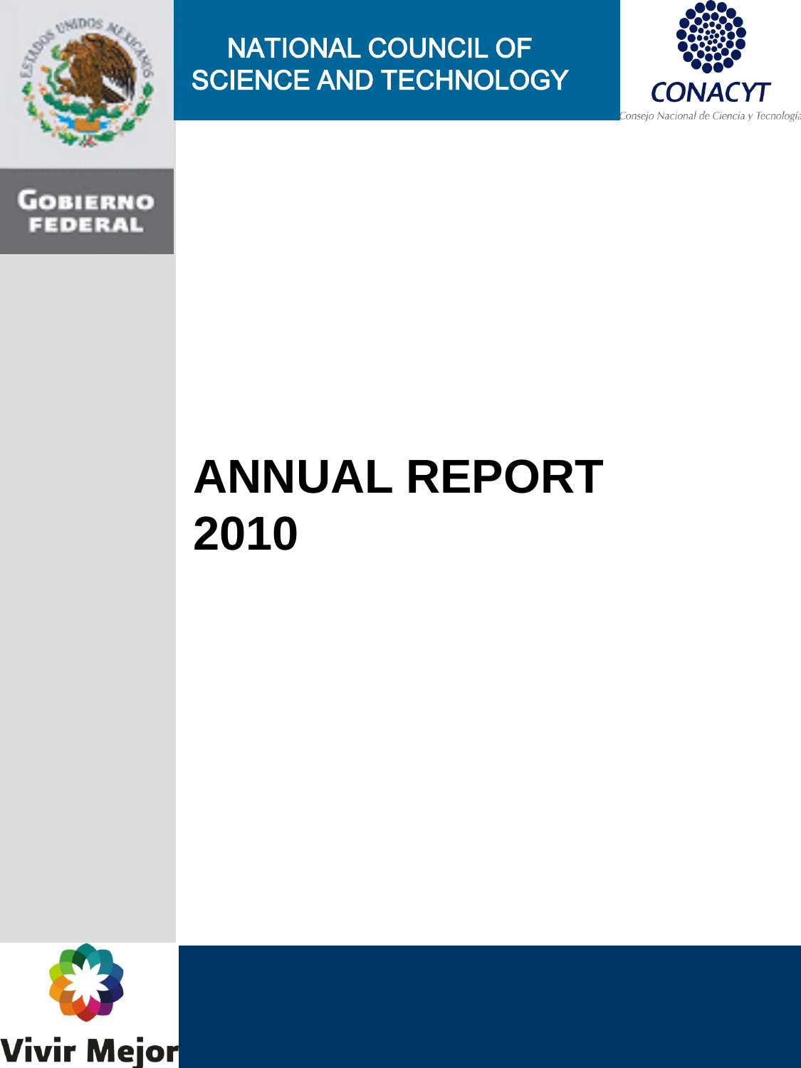NATIONAL COUNCIL OF SCIENCE AND TECHNOLOGY

CONACYT

Consejo Nacional de Ciencia y Tecnología

GOBIERNO FEDERAL

# ANNUAL REPORT 2010

Vivir Mejor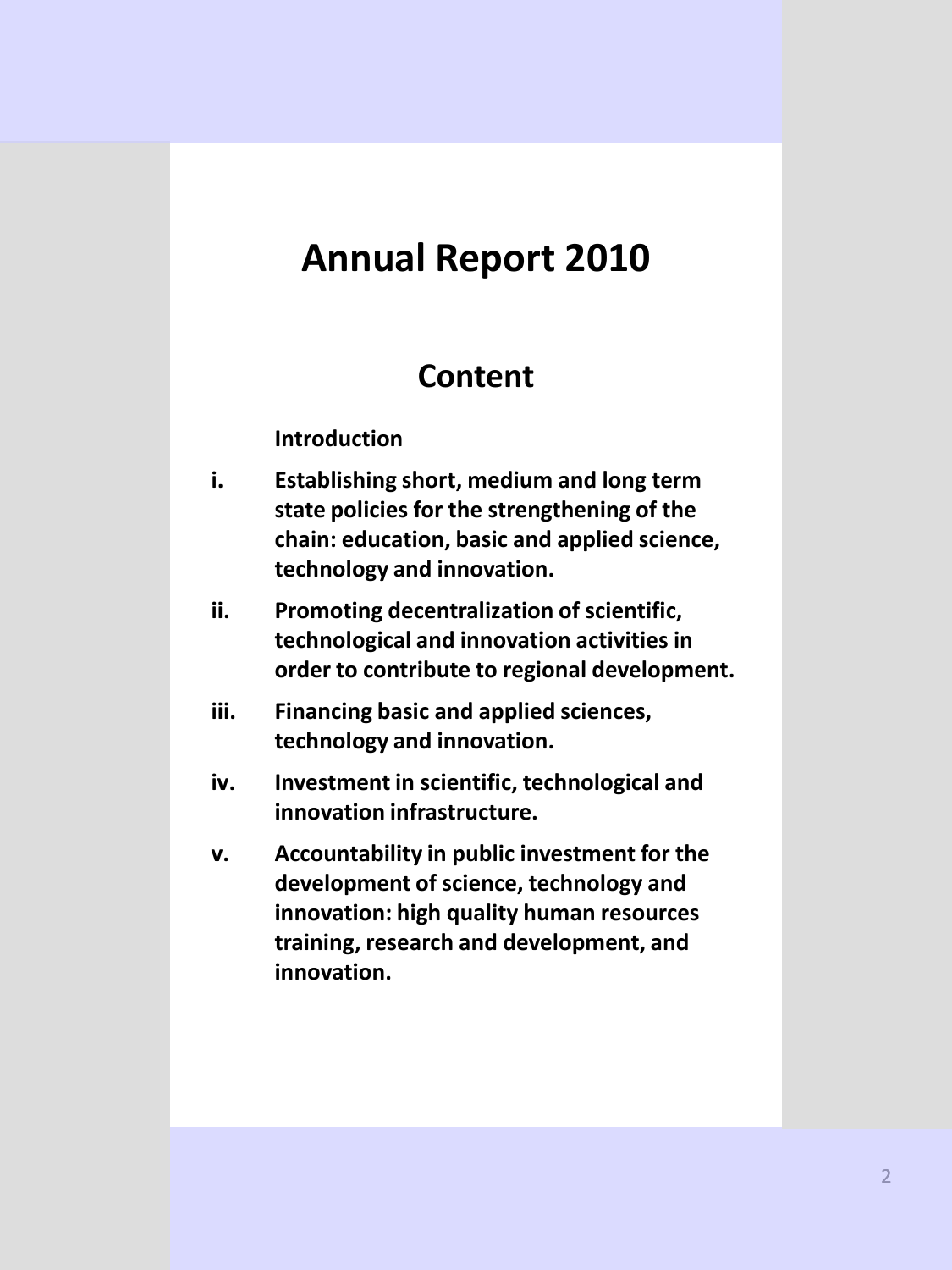# Annual Report 2010

## Content

**Introduction**

- **i.** **Establishing short, medium and long term state policies for the strengthening of the chain: education, basic and applied science, technology and innovation.**
- **ii.** **Promoting decentralization of scientific, technological and innovation activities in order to contribute to regional development.**
- **iii.** **Financing basic and applied sciences, technology and innovation.**
- **iv.** **Investment in scientific, technological and innovation infrastructure.**
- **v.** **Accountability in public investment for the development of science, technology and innovation: high quality human resources training, research and development, and innovation.**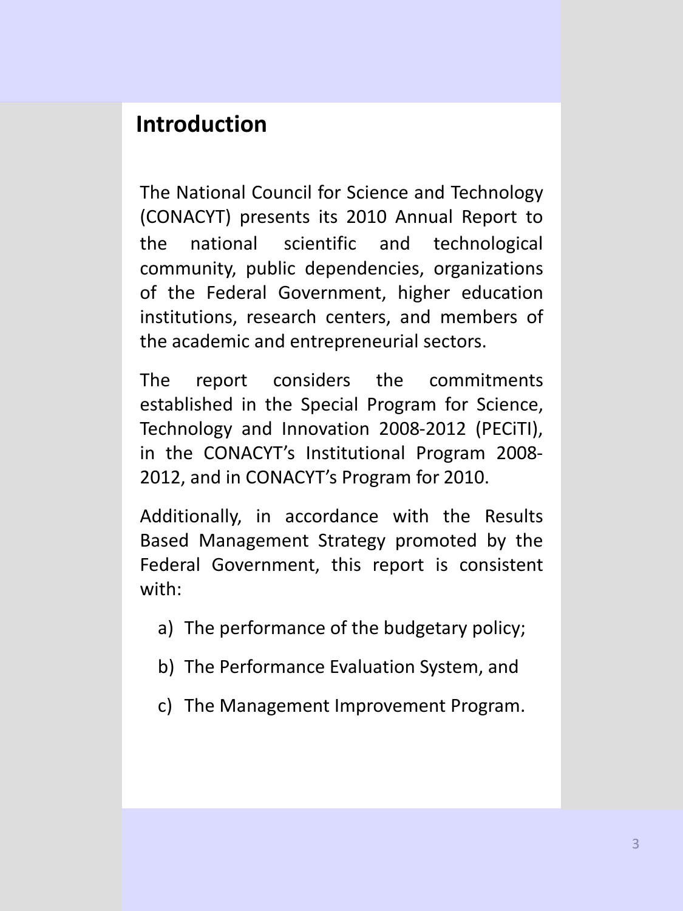## Introduction

The National Council for Science and Technology (CONACYT) presents its 2010 Annual Report to the national scientific and technological community, public dependencies, organizations of the Federal Government, higher education institutions, research centers, and members of the academic and entrepreneurial sectors.

The report considers the commitments established in the Special Program for Science, Technology and Innovation 2008-2012 (PECiTI), in the CONACYT's Institutional Program 2008-2012, and in CONACYT's Program for 2010.

Additionally, in accordance with the Results Based Management Strategy promoted by the Federal Government, this report is consistent with:

a) The performance of the budgetary policy;

b) The Performance Evaluation System, and

c) The Management Improvement Program.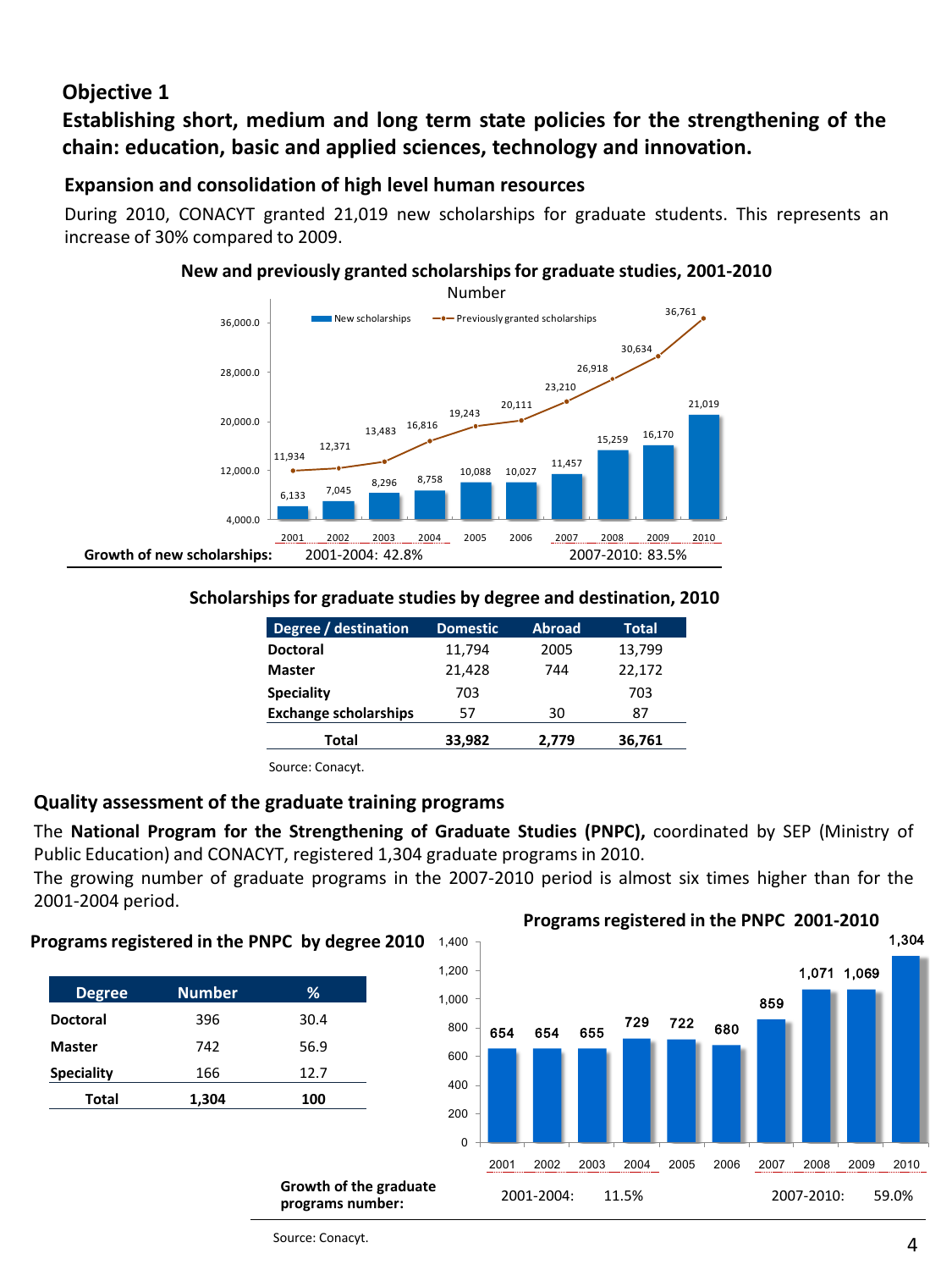## Objective 1

## Establishing short, medium and long term state policies for the strengthening of the chain: education, basic and applied sciences, technology and innovation.

### Expansion and consolidation of high level human resources

During 2010, CONACYT granted 21,019 new scholarships for graduate students. This represents an increase of 30% compared to 2009.

**New and previously granted scholarships for graduate studies, 2001-2010**

Number

| Year | New scholarships | Previously granted scholarships |
|---|---|---|
| 2001 | 6,133 | 11,934 |
| 2002 | 7,045 | 12,371 |
| 2003 | 8,296 | 13,483 |
| 2004 | 8,758 | 16,816 |
| 2005 | 10,088 | 19,243 |
| 2006 | 10,027 | 20,111 |
| 2007 | 11,457 | 23,210 |
| 2008 | 15,259 | 26,918 |
| 2009 | 16,170 | 30,634 |
| 2010 | 21,019 | 36,761 |

**Growth of new scholarships:** 2001-2004: 42.8% 2007-2010: 83.5%

**Scholarships for graduate studies by degree and destination, 2010**

| Degree / destination | Domestic | Abroad | Total |
|---|---|---|---|
| **Doctoral** | 11,794 | 2005 | 13,799 |
| **Master** | 21,428 | 744 | 22,172 |
| **Speciality** | 703 | | 703 |
| **Exchange scholarships** | 57 | 30 | 87 |
| **Total** | **33,982** | **2,779** | **36,761** |

Source: Conacyt.

### Quality assessment of the graduate training programs

The **National Program for the Strengthening of Graduate Studies (PNPC),** coordinated by SEP (Ministry of Public Education) and CONACYT, registered 1,304 graduate programs in 2010.

The growing number of graduate programs in the 2007-2010 period is almost six times higher than for the 2001-2004 period.

**Programs registered in the PNPC by degree 2010**

| Degree | Number | % |
|---|---|---|
| **Doctoral** | 396 | 30.4 |
| **Master** | 742 | 56.9 |
| **Speciality** | 166 | 12.7 |
| **Total** | **1,304** | **100** |

**Programs registered in the PNPC 2001-2010**

| Year | Programs |
|---|---|
| 2001 | 654 |
| 2002 | 654 |
| 2003 | 655 |
| 2004 | 729 |
| 2005 | 722 |
| 2006 | 680 |
| 2007 | 859 |
| 2008 | 1,071 |
| 2009 | 1,069 |
| 2010 | 1,304 |

**Growth of the graduate programs number:** 2001-2004: 11.5% 2007-2010: 59.0%

Source: Conacyt.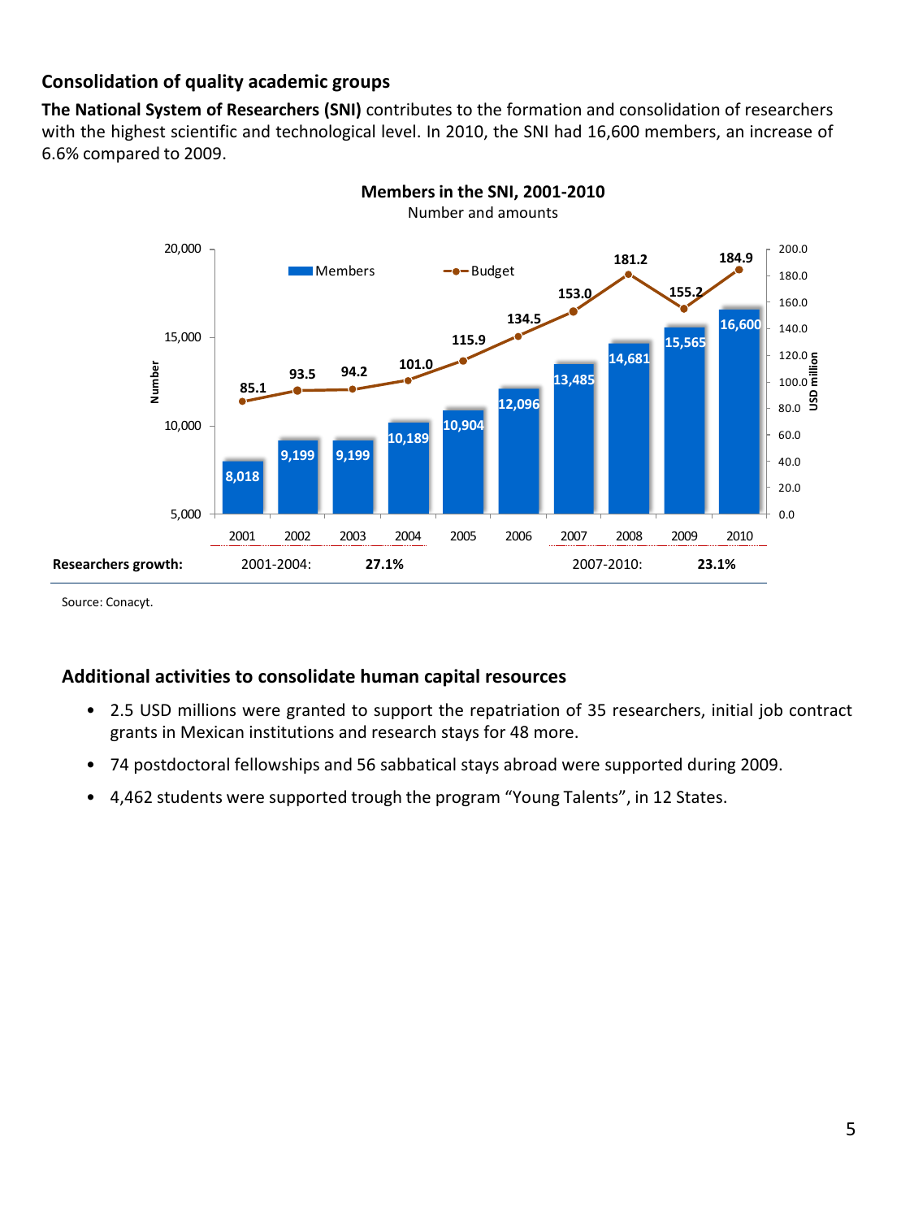## Consolidation of quality academic groups

**The National System of Researchers (SNI)** contributes to the formation and consolidation of researchers with the highest scientific and technological level. In 2010, the SNI had 16,600 members, an increase of 6.6% compared to 2009.

**Members in the SNI, 2001-2010**

Number and amounts

| Year | Members (Number) | Budget (USD million) |
|---|---|---|
| 2001 | 8,018 | 85.1 |
| 2002 | 9,199 | 93.5 |
| 2003 | 9,199 | 94.2 |
| 2004 | 10,189 | 101.0 |
| 2005 | 10,904 | 115.9 |
| 2006 | 12,096 | 134.5 |
| 2007 | 13,485 | 153.0 |
| 2008 | 14,681 | 181.2 |
| 2009 | 15,565 | 155.2 |
| 2010 | 16,600 | 184.9 |

**Researchers growth:** 2001-2004: **27.1%** 2007-2010: **23.1%**

Source: Conacyt.

## Additional activities to consolidate human capital resources

- 2.5 USD millions were granted to support the repatriation of 35 researchers, initial job contract grants in Mexican institutions and research stays for 48 more.
- 74 postdoctoral fellowships and 56 sabbatical stays abroad were supported during 2009.
- 4,462 students were supported trough the program "Young Talents", in 12 States.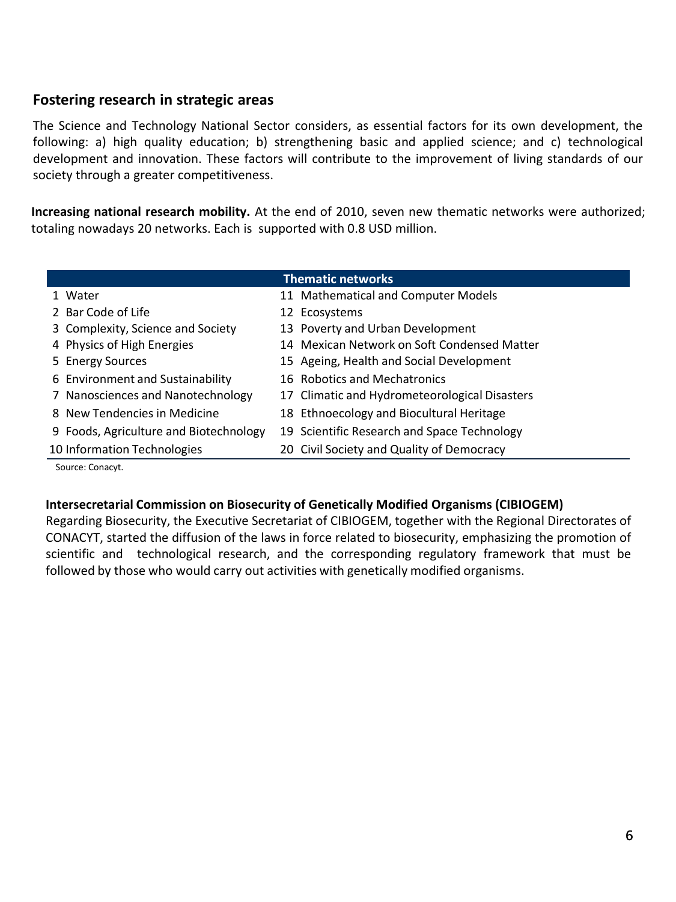## Fostering research in strategic areas

The Science and Technology National Sector considers, as essential factors for its own development, the following: a) high quality education; b) strengthening basic and applied science; and c) technological development and innovation. These factors will contribute to the improvement of living standards of our society through a greater competitiveness.

**Increasing national research mobility.** At the end of 2010, seven new thematic networks were authorized; totaling nowadays 20 networks. Each is supported with 0.8 USD million.

| Thematic networks | |
|---|---|
| 1 Water | 11 Mathematical and Computer Models |
| 2 Bar Code of Life | 12 Ecosystems |
| 3 Complexity, Science and Society | 13 Poverty and Urban Development |
| 4 Physics of High Energies | 14 Mexican Network on Soft Condensed Matter |
| 5 Energy Sources | 15 Ageing, Health and Social Development |
| 6 Environment and Sustainability | 16 Robotics and Mechatronics |
| 7 Nanosciences and Nanotechnology | 17 Climatic and Hydrometeorological Disasters |
| 8 New Tendencies in Medicine | 18 Ethnoecology and Biocultural Heritage |
| 9 Foods, Agriculture and Biotechnology | 19 Scientific Research and Space Technology |
| 10 Information Technologies | 20 Civil Society and Quality of Democracy |

Source: Conacyt.

**Intersecretarial Commission on Biosecurity of Genetically Modified Organisms (CIBIOGEM)**

Regarding Biosecurity, the Executive Secretariat of CIBIOGEM, together with the Regional Directorates of CONACYT, started the diffusion of the laws in force related to biosecurity, emphasizing the promotion of scientific and technological research, and the corresponding regulatory framework that must be followed by those who would carry out activities with genetically modified organisms.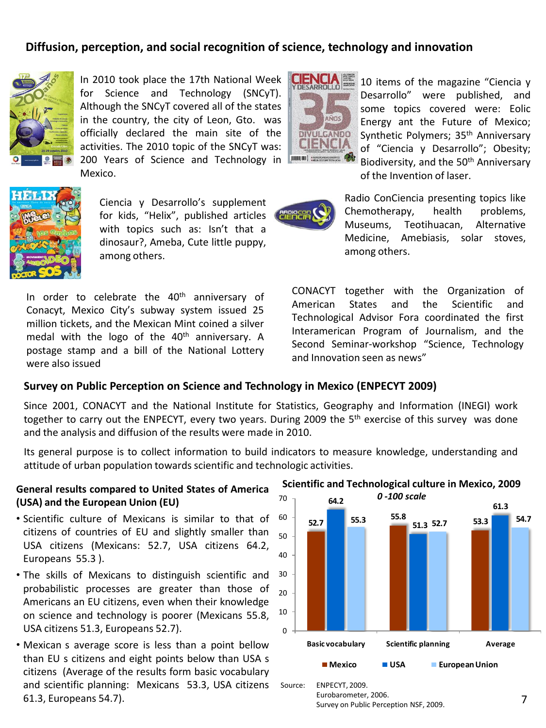## Diffusion, perception, and social recognition of science, technology and innovation

In 2010 took place the 17th National Week for Science and Technology (SNCyT). Although the SNCyT covered all of the states in the country, the city of Leon, Gto. was officially declared the main site of the activities. The 2010 topic of the SNCyT was: 200 Years of Science and Technology in Mexico.

10 items of the magazine "Ciencia y Desarrollo" were published, and some topics covered were: Eolic Energy ant the Future of Mexico; Synthetic Polymers; 35th Anniversary of "Ciencia y Desarrollo"; Obesity; Biodiversity, and the 50th Anniversary of the Invention of laser.

Ciencia y Desarrollo's supplement for kids, "Helix", published articles with topics such as: Isn't that a dinosaur?, Ameba, Cute little puppy, among others.

Radio ConCiencia presenting topics like Chemotherapy, health problems, Museums, Teotihuacan, Alternative Medicine, Amebiasis, solar stoves, among others.

In order to celebrate the 40th anniversary of Conacyt, Mexico City's subway system issued 25 million tickets, and the Mexican Mint coined a silver medal with the logo of the 40th anniversary. A postage stamp and a bill of the National Lottery were also issued

CONACYT together with the Organization of American States and the Scientific and Technological Advisor Fora coordinated the first Interamerican Program of Journalism, and the Second Seminar-workshop "Science, Technology and Innovation seen as news"

## Survey on Public Perception on Science and Technology in Mexico (ENPECYT 2009)

Since 2001, CONACYT and the National Institute for Statistics, Geography and Information (INEGI) work together to carry out the ENPECYT, every two years. During 2009 the 5th exercise of this survey was done and the analysis and diffusion of the results were made in 2010.

Its general purpose is to collect information to build indicators to measure knowledge, understanding and attitude of urban population towards scientific and technologic activities.

### General results compared to United States of America (USA) and the European Union (EU)

- Scientific culture of Mexicans is similar to that of citizens of countries of EU and slightly smaller than USA citizens (Mexicans: 52.7, USA citizens 64.2, Europeans 55.3 ).
- The skills of Mexicans to distinguish scientific and probabilistic processes are greater than those of Americans an EU citizens, even when their knowledge on science and technology is poorer (Mexicans 55.8, USA citizens 51.3, Europeans 52.7).
- Mexican s average score is less than a point bellow than EU s citizens and eight points below than USA s citizens (Average of the results form basic vocabulary and scientific planning: Mexicans 53.3, USA citizens 61.3, Europeans 54.7).

**Scientific and Technological culture in Mexico, 2009**

*0 -100 scale*

| | Mexico | USA | European Union |
|---|---|---|---|
| Basic vocabulary | 52.7 | 64.2 | 55.3 |
| Scientific planning | 55.8 | 51.3 | 52.7 |
| Average | 53.3 | 61.3 | 54.7 |

Source: ENPECYT, 2009.
Eurobarometer, 2006.
Survey on Public Perception NSF, 2009.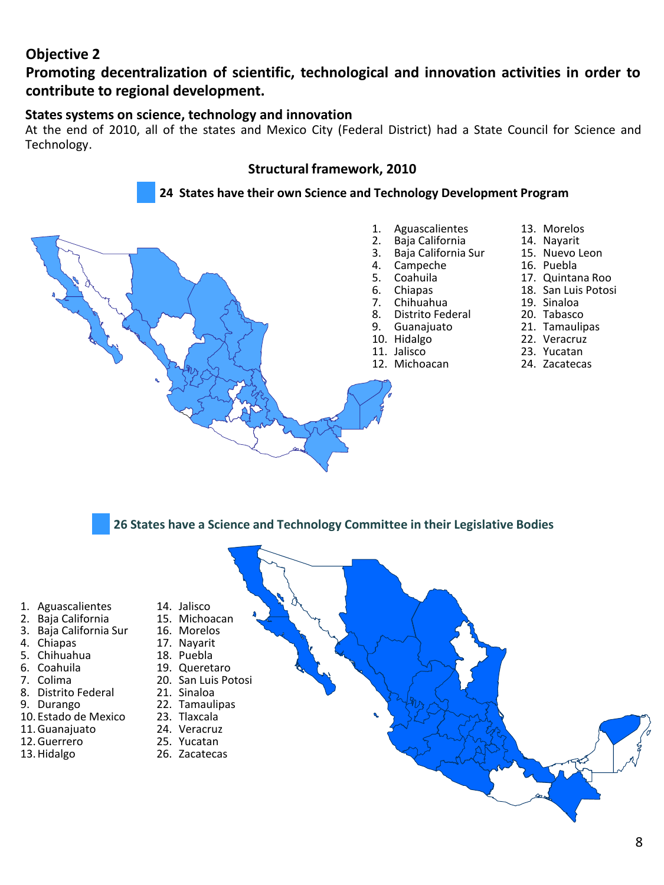## Objective 2

## Promoting decentralization of scientific, technological and innovation activities in order to contribute to regional development.

### States systems on science, technology and innovation

At the end of 2010, all of the states and Mexico City (Federal District) had a State Council for Science and Technology.

### Structural framework, 2010

**24 States have their own Science and Technology Development Program**

1. Aguascalientes
2. Baja California
3. Baja California Sur
4. Campeche
5. Coahuila
6. Chiapas
7. Chihuahua
8. Distrito Federal
9. Guanajuato
10. Hidalgo
11. Jalisco
12. Michoacan
13. Morelos
14. Nayarit
15. Nuevo Leon
16. Puebla
17. Quintana Roo
18. San Luis Potosi
19. Sinaloa
20. Tabasco
21. Tamaulipas
22. Veracruz
23. Yucatan
24. Zacatecas

**26 States have a Science and Technology Committee in their Legislative Bodies**

1. Aguascalientes
2. Baja California
3. Baja California Sur
4. Chiapas
5. Chihuahua
6. Coahuila
7. Colima
8. Distrito Federal
9. Durango
10. Estado de Mexico
11. Guanajuato
12. Guerrero
13. Hidalgo
14. Jalisco
15. Michoacan
16. Morelos
17. Nayarit
18. Puebla
19. Queretaro
20. San Luis Potosi
21. Sinaloa
22. Tamaulipas
23. Tlaxcala
24. Veracruz
25. Yucatan
26. Zacatecas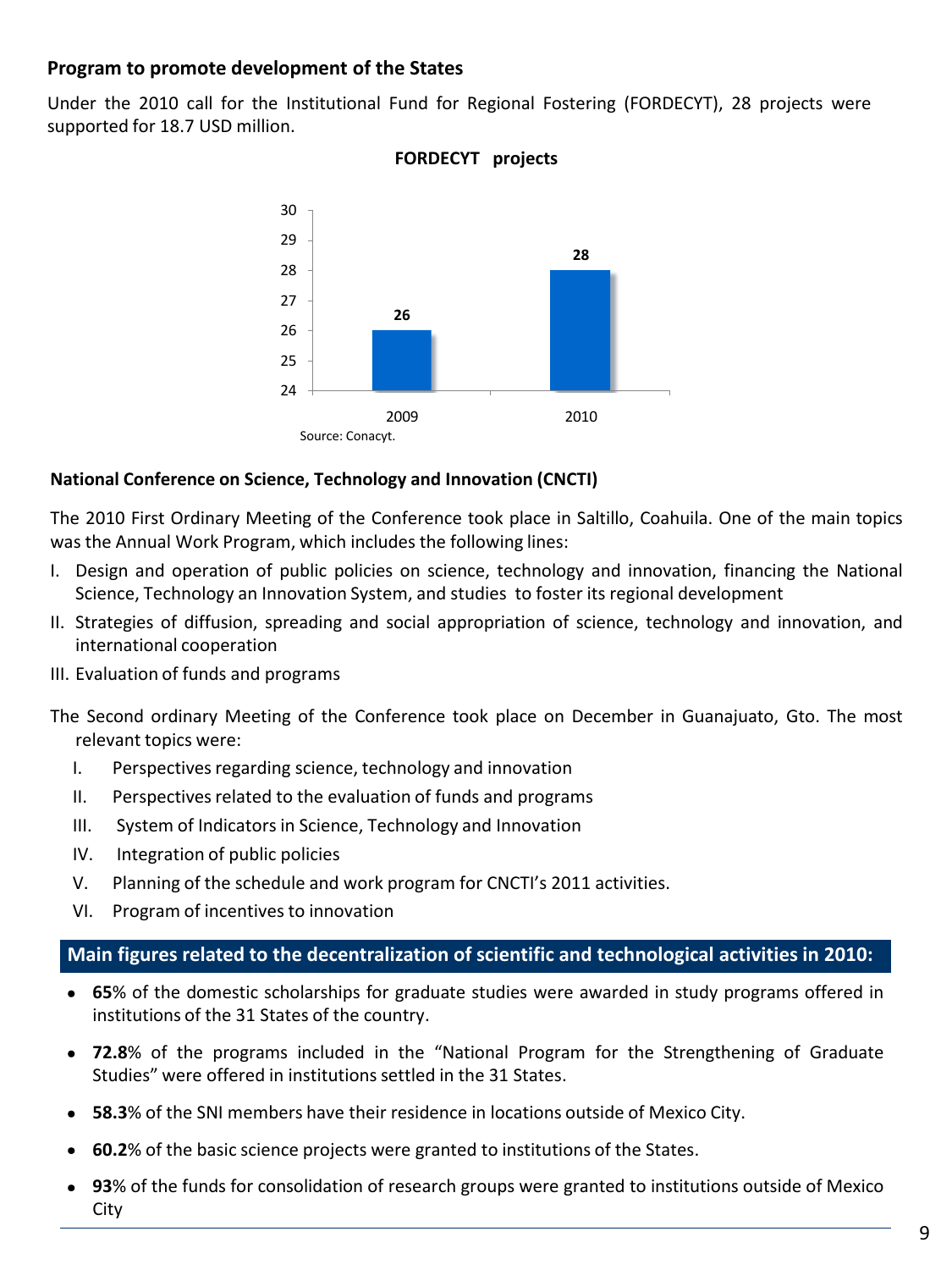### Program to promote development of the States

Under the 2010 call for the Institutional Fund for Regional Fostering (FORDECYT), 28 projects were supported for 18.7 USD million.

**FORDECYT projects**

| Year | Projects |
|---|---|
| 2009 | 26 |
| 2010 | 28 |

Source: Conacyt.

#### National Conference on Science, Technology and Innovation (CNCTI)

The 2010 First Ordinary Meeting of the Conference took place in Saltillo, Coahuila. One of the main topics was the Annual Work Program, which includes the following lines:

I. Design and operation of public policies on science, technology and innovation, financing the National Science, Technology an Innovation System, and studies to foster its regional development

II. Strategies of diffusion, spreading and social appropriation of science, technology and innovation, and international cooperation

III. Evaluation of funds and programs

The Second ordinary Meeting of the Conference took place on December in Guanajuato, Gto. The most relevant topics were:

I. Perspectives regarding science, technology and innovation

II. Perspectives related to the evaluation of funds and programs

III. System of Indicators in Science, Technology and Innovation

IV. Integration of public policies

V. Planning of the schedule and work program for CNCTI's 2011 activities.

VI. Program of incentives to innovation

#### Main figures related to the decentralization of scientific and technological activities in 2010:

- **65**% of the domestic scholarships for graduate studies were awarded in study programs offered in institutions of the 31 States of the country.
- **72.8**% of the programs included in the "National Program for the Strengthening of Graduate Studies" were offered in institutions settled in the 31 States.
- **58.3**% of the SNI members have their residence in locations outside of Mexico City.
- **60.2**% of the basic science projects were granted to institutions of the States.
- **93**% of the funds for consolidation of research groups were granted to institutions outside of Mexico City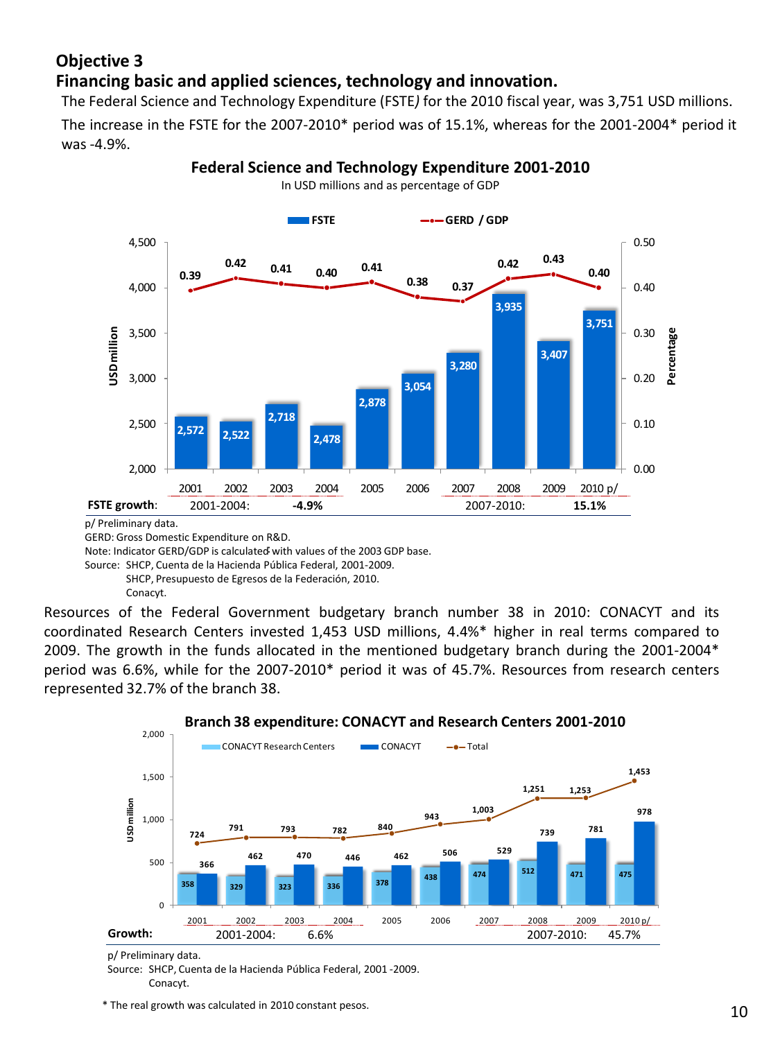## Objective 3

## Financing basic and applied sciences, technology and innovation.

The Federal Science and Technology Expenditure (FSTE) for the 2010 fiscal year, was 3,751 USD millions.

The increase in the FSTE for the 2007-2010* period was of 15.1%, whereas for the 2001-2004* period it was -4.9%.

**Federal Science and Technology Expenditure 2001-2010**

In USD millions and as percentage of GDP

| Year | FSTE (USD million) | GERD / GDP (%) |
|---|---|---|
| 2001 | 2,572 | 0.39 |
| 2002 | 2,522 | 0.42 |
| 2003 | 2,718 | 0.41 |
| 2004 | 2,478 | 0.40 |
| 2005 | 2,878 | 0.41 |
| 2006 | 3,054 | 0.38 |
| 2007 | 3,280 | 0.37 |
| 2008 | 3,935 | 0.42 |
| 2009 | 3,407 | 0.43 |
| 2010 p/ | 3,751 | 0.40 |

**FSTE growth:** 2001-2004: **-4.9%** 2007-2010: **15.1%**

p/ Preliminary data.

GERD: Gross Domestic Expenditure on R&D.

Note: Indicator GERD/GDP is calculated with values of the 2003 GDP base.

Source: SHCP, Cuenta de la Hacienda Pública Federal, 2001-2009.
SHCP, Presupuesto de Egresos de la Federación, 2010.
Conacyt.

Resources of the Federal Government budgetary branch number 38 in 2010: CONACYT and its coordinated Research Centers invested 1,453 USD millions, 4.4%* higher in real terms compared to 2009. The growth in the funds allocated in the mentioned budgetary branch during the 2001-2004* period was 6.6%, while for the 2007-2010* period it was of 45.7%. Resources from research centers represented 32.7% of the branch 38.

**Branch 38 expenditure: CONACYT and Research Centers 2001-2010**

| Year | CONACYT Research Centers (USD million) | CONACYT (USD million) | Total (USD million) |
|---|---|---|---|
| 2001 | 358 | 366 | 724 |
| 2002 | 329 | 462 | 791 |
| 2003 | 323 | 470 | 793 |
| 2004 | 336 | 446 | 782 |
| 2005 | 378 | 462 | 840 |
| 2006 | 438 | 506 | 943 |
| 2007 | 474 | 529 | 1,003 |
| 2008 | 512 | 739 | 1,251 |
| 2009 | 471 | 781 | 1,253 |
| 2010 p/ | 475 | 978 | 1,453 |

**Growth:** 2001-2004: 6.6% 2007-2010: 45.7%

p/ Preliminary data.

Source: SHCP, Cuenta de la Hacienda Pública Federal, 2001 -2009.
Conacyt.

\* The real growth was calculated in 2010 constant pesos.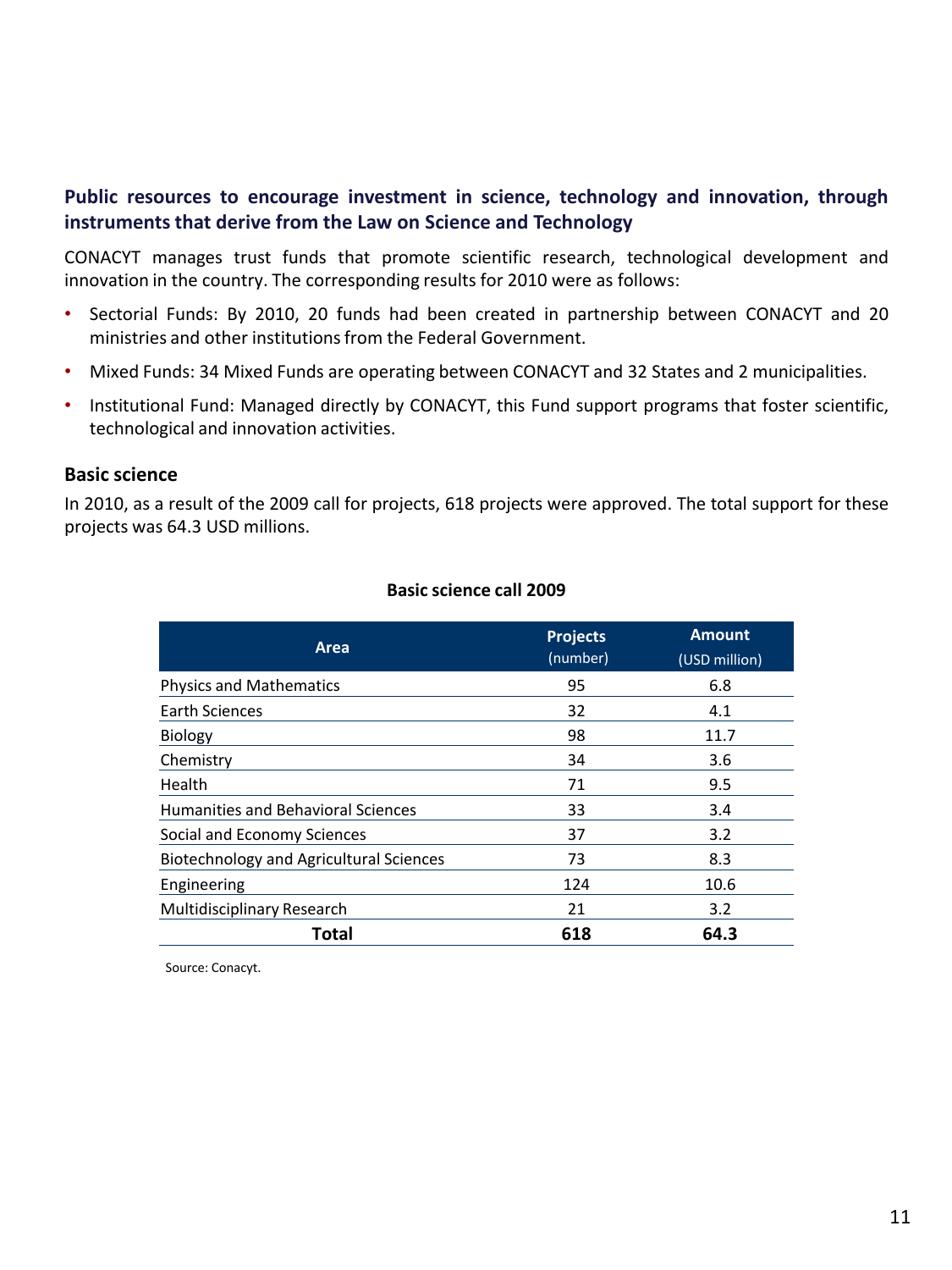## Public resources to encourage investment in science, technology and innovation, through instruments that derive from the Law on Science and Technology

CONACYT manages trust funds that promote scientific research, technological development and innovation in the country. The corresponding results for 2010 were as follows:

- Sectorial Funds: By 2010, 20 funds had been created in partnership between CONACYT and 20 ministries and other institutions from the Federal Government.
- Mixed Funds: 34 Mixed Funds are operating between CONACYT and 32 States and 2 municipalities.
- Institutional Fund: Managed directly by CONACYT, this Fund support programs that foster scientific, technological and innovation activities.

### Basic science

In 2010, as a result of the 2009 call for projects, 618 projects were approved. The total support for these projects was 64.3 USD millions.

**Basic science call 2009**

| Area | Projects (number) | Amount (USD million) |
|---|---|---|
| Physics and Mathematics | 95 | 6.8 |
| Earth Sciences | 32 | 4.1 |
| Biology | 98 | 11.7 |
| Chemistry | 34 | 3.6 |
| Health | 71 | 9.5 |
| Humanities and Behavioral Sciences | 33 | 3.4 |
| Social and Economy Sciences | 37 | 3.2 |
| Biotechnology and Agricultural Sciences | 73 | 8.3 |
| Engineering | 124 | 10.6 |
| Multidisciplinary Research | 21 | 3.2 |
| **Total** | **618** | **64.3** |

Source: Conacyt.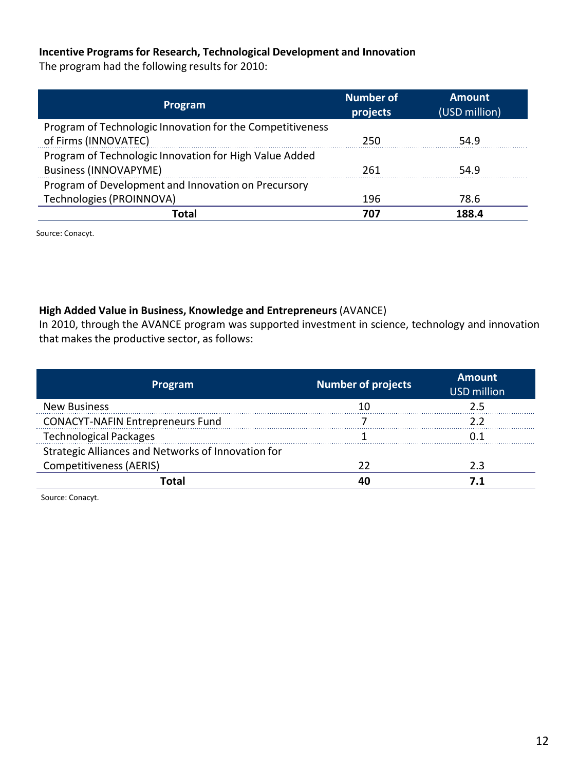**Incentive Programs for Research, Technological Development and Innovation**

The program had the following results for 2010:

| Program | Number of projects | Amount (USD million) |
|---|---|---|
| Program of Technologic Innovation for the Competitiveness of Firms (INNOVATEC) | 250 | 54.9 |
| Program of Technologic Innovation for High Value Added Business (INNOVAPYME) | 261 | 54.9 |
| Program of Development and Innovation on Precursory Technologies (PROINNOVA) | 196 | 78.6 |
| **Total** | **707** | **188.4** |

Source: Conacyt.

**High Added Value in Business, Knowledge and Entrepreneurs** (AVANCE)

In 2010, through the AVANCE program was supported investment in science, technology and innovation that makes the productive sector, as follows:

| Program | Number of projects | Amount USD million |
|---|---|---|
| New Business | 10 | 2.5 |
| CONACYT-NAFIN Entrepreneurs Fund | 7 | 2.2 |
| Technological Packages | 1 | 0.1 |
| Strategic Alliances and Networks of Innovation for Competitiveness (AERIS) | 22 | 2.3 |
| **Total** | **40** | **7.1** |

Source: Conacyt.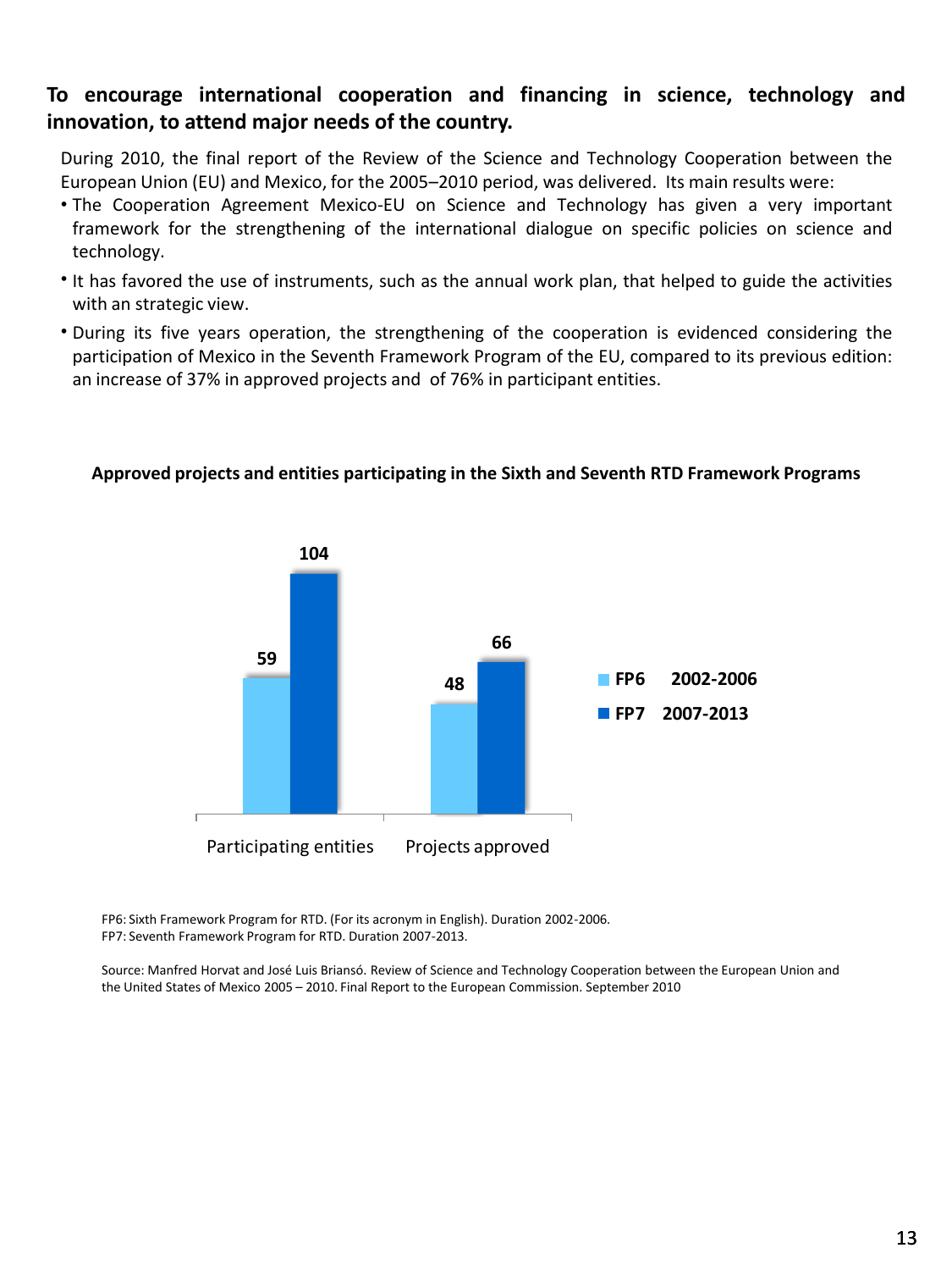## To encourage international cooperation and financing in science, technology and innovation, to attend major needs of the country.

During 2010, the final report of the Review of the Science and Technology Cooperation between the European Union (EU) and Mexico, for the 2005–2010 period, was delivered. Its main results were:

- The Cooperation Agreement Mexico-EU on Science and Technology has given a very important framework for the strengthening of the international dialogue on specific policies on science and technology.
- It has favored the use of instruments, such as the annual work plan, that helped to guide the activities with an strategic view.
- During its five years operation, the strengthening of the cooperation is evidenced considering the participation of Mexico in the Seventh Framework Program of the EU, compared to its previous edition: an increase of 37% in approved projects and of 76% in participant entities.

**Approved projects and entities participating in the Sixth and Seventh RTD Framework Programs**

| | FP6 2002-2006 | FP7 2007-2013 |
|---|---|---|
| Participating entities | 59 | 104 |
| Projects approved | 48 | 66 |

FP6: Sixth Framework Program for RTD. (For its acronym in English). Duration 2002-2006.
FP7: Seventh Framework Program for RTD. Duration 2007-2013.

Source: Manfred Horvat and José Luis Briansó. Review of Science and Technology Cooperation between the European Union and the United States of Mexico 2005 – 2010. Final Report to the European Commission. September 2010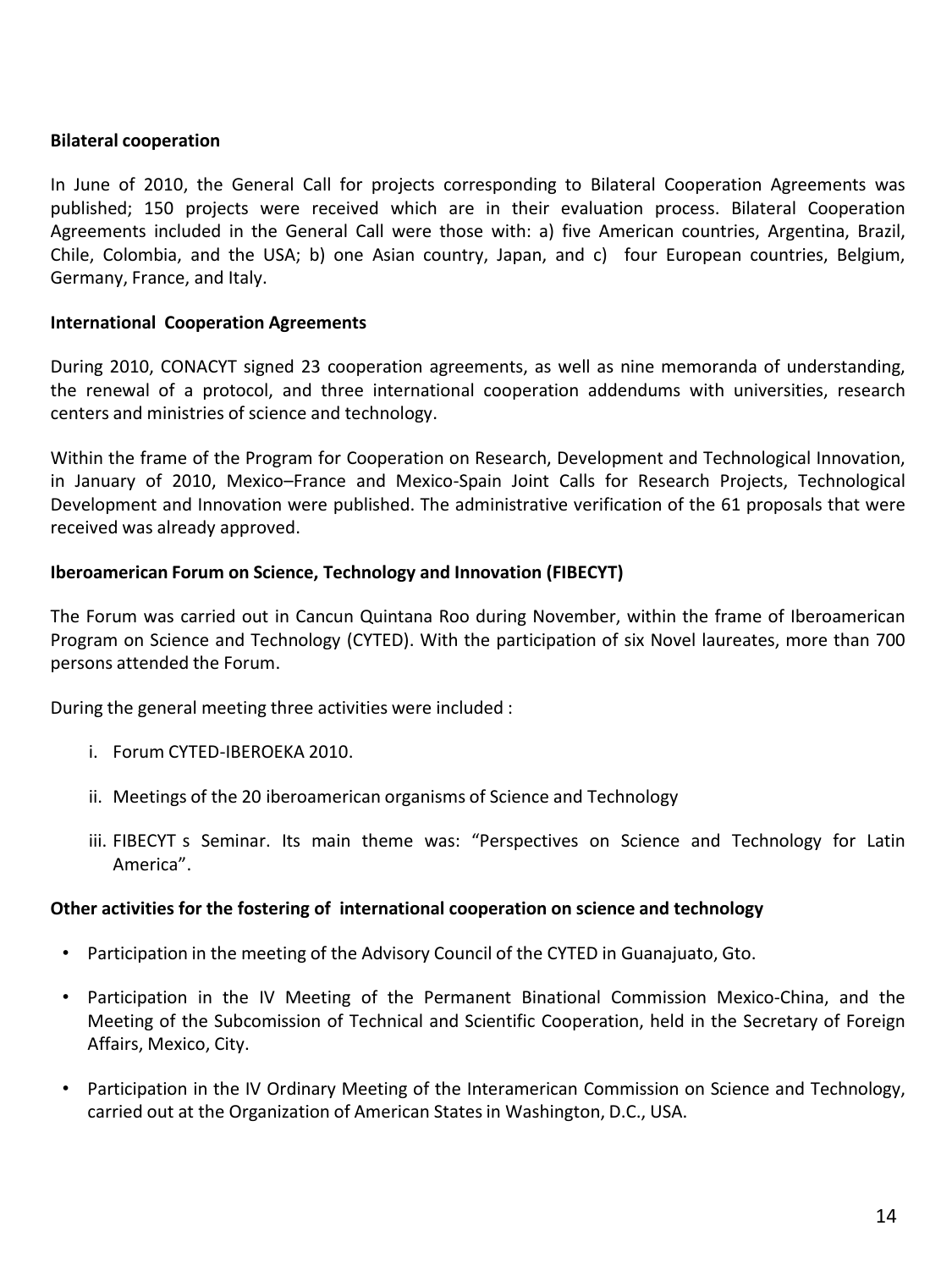**Bilateral cooperation**

In June of 2010, the General Call for projects corresponding to Bilateral Cooperation Agreements was published; 150 projects were received which are in their evaluation process. Bilateral Cooperation Agreements included in the General Call were those with: a) five American countries, Argentina, Brazil, Chile, Colombia, and the USA; b) one Asian country, Japan, and c) four European countries, Belgium, Germany, France, and Italy.

**International Cooperation Agreements**

During 2010, CONACYT signed 23 cooperation agreements, as well as nine memoranda of understanding, the renewal of a protocol, and three international cooperation addendums with universities, research centers and ministries of science and technology.

Within the frame of the Program for Cooperation on Research, Development and Technological Innovation, in January of 2010, Mexico–France and Mexico-Spain Joint Calls for Research Projects, Technological Development and Innovation were published. The administrative verification of the 61 proposals that were received was already approved.

**Iberoamerican Forum on Science, Technology and Innovation (FIBECYT)**

The Forum was carried out in Cancun Quintana Roo during November, within the frame of Iberoamerican Program on Science and Technology (CYTED). With the participation of six Novel laureates, more than 700 persons attended the Forum.

During the general meeting three activities were included :

i. Forum CYTED-IBEROEKA 2010.

ii. Meetings of the 20 iberoamerican organisms of Science and Technology

iii. FIBECYT s Seminar. Its main theme was: “Perspectives on Science and Technology for Latin America”.

**Other activities for the fostering of international cooperation on science and technology**

- Participation in the meeting of the Advisory Council of the CYTED in Guanajuato, Gto.
- Participation in the IV Meeting of the Permanent Binational Commission Mexico-China, and the Meeting of the Subcomission of Technical and Scientific Cooperation, held in the Secretary of Foreign Affairs, Mexico, City.
- Participation in the IV Ordinary Meeting of the Interamerican Commission on Science and Technology, carried out at the Organization of American States in Washington, D.C., USA.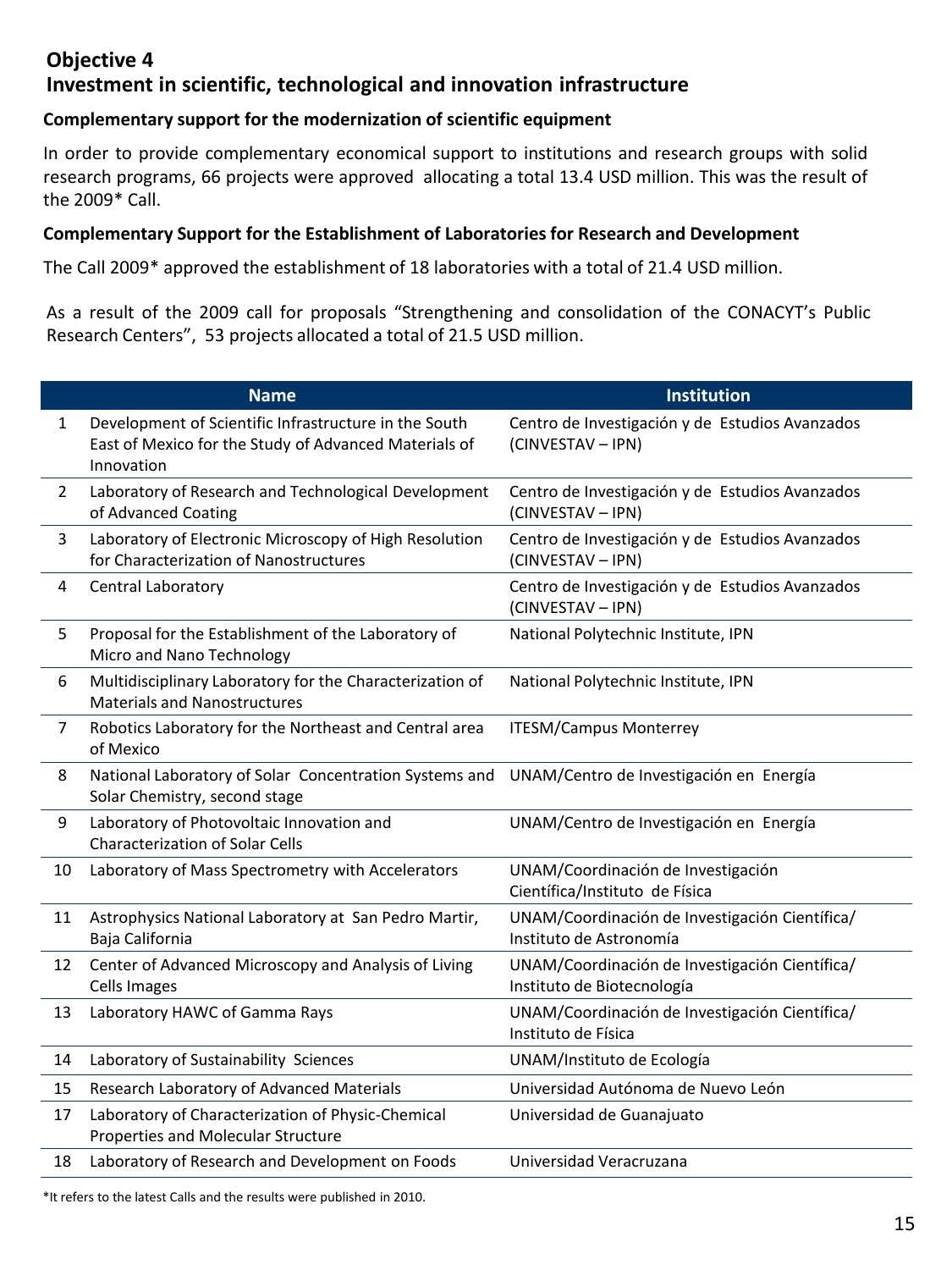## Objective 4
## Investment in scientific, technological and innovation infrastructure

### Complementary support for the modernization of scientific equipment

In order to provide complementary economical support to institutions and research groups with solid research programs, 66 projects were approved allocating a total 13.4 USD million. This was the result of the 2009* Call.

### Complementary Support for the Establishment of Laboratories for Research and Development

The Call 2009* approved the establishment of 18 laboratories with a total of 21.4 USD million.

As a result of the 2009 call for proposals "Strengthening and consolidation of the CONACYT's Public Research Centers", 53 projects allocated a total of 21.5 USD million.

| | Name | Institution |
|---|---|---|
| 1 | Development of Scientific Infrastructure in the South East of Mexico for the Study of Advanced Materials of Innovation | Centro de Investigación y de Estudios Avanzados (CINVESTAV – IPN) |
| 2 | Laboratory of Research and Technological Development of Advanced Coating | Centro de Investigación y de Estudios Avanzados (CINVESTAV – IPN) |
| 3 | Laboratory of Electronic Microscopy of High Resolution for Characterization of Nanostructures | Centro de Investigación y de Estudios Avanzados (CINVESTAV – IPN) |
| 4 | Central Laboratory | Centro de Investigación y de Estudios Avanzados (CINVESTAV – IPN) |
| 5 | Proposal for the Establishment of the Laboratory of Micro and Nano Technology | National Polytechnic Institute, IPN |
| 6 | Multidisciplinary Laboratory for the Characterization of Materials and Nanostructures | National Polytechnic Institute, IPN |
| 7 | Robotics Laboratory for the Northeast and Central area of Mexico | ITESM/Campus Monterrey |
| 8 | National Laboratory of Solar Concentration Systems and Solar Chemistry, second stage | UNAM/Centro de Investigación en Energía |
| 9 | Laboratory of Photovoltaic Innovation and Characterization of Solar Cells | UNAM/Centro de Investigación en Energía |
| 10 | Laboratory of Mass Spectrometry with Accelerators | UNAM/Coordinación de Investigación Científica/Instituto de Física |
| 11 | Astrophysics National Laboratory at San Pedro Martir, Baja California | UNAM/Coordinación de Investigación Científica/ Instituto de Astronomía |
| 12 | Center of Advanced Microscopy and Analysis of Living Cells Images | UNAM/Coordinación de Investigación Científica/ Instituto de Biotecnología |
| 13 | Laboratory HAWC of Gamma Rays | UNAM/Coordinación de Investigación Científica/ Instituto de Física |
| 14 | Laboratory of Sustainability Sciences | UNAM/Instituto de Ecología |
| 15 | Research Laboratory of Advanced Materials | Universidad Autónoma de Nuevo León |
| 17 | Laboratory of Characterization of Physic-Chemical Properties and Molecular Structure | Universidad de Guanajuato |
| 18 | Laboratory of Research and Development on Foods | Universidad Veracruzana |

*It refers to the latest Calls and the results were published in 2010.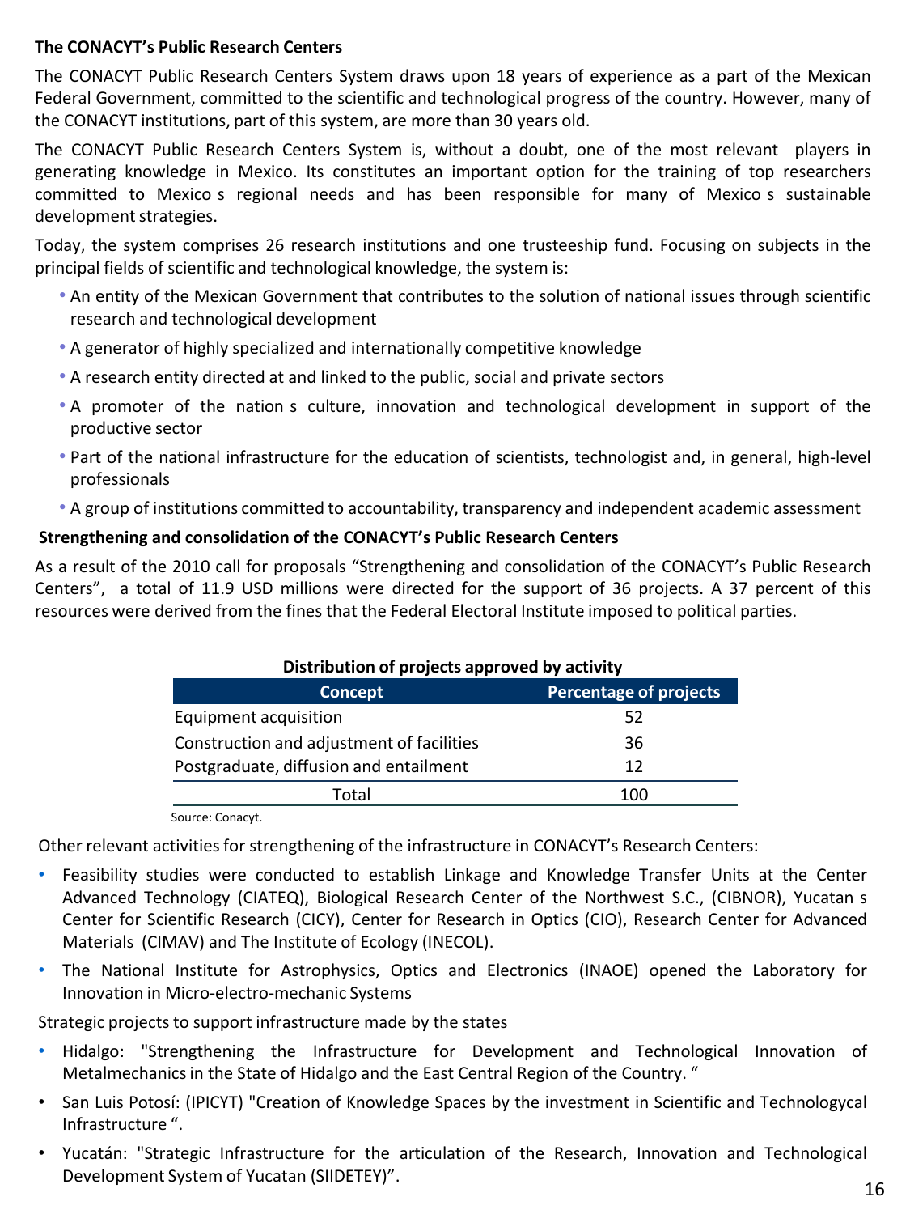**The CONACYT's Public Research Centers**

The CONACYT Public Research Centers System draws upon 18 years of experience as a part of the Mexican Federal Government, committed to the scientific and technological progress of the country. However, many of the CONACYT institutions, part of this system, are more than 30 years old.

The CONACYT Public Research Centers System is, without a doubt, one of the most relevant players in generating knowledge in Mexico. Its constitutes an important option for the training of top researchers committed to Mexico s regional needs and has been responsible for many of Mexico s sustainable development strategies.

Today, the system comprises 26 research institutions and one trusteeship fund. Focusing on subjects in the principal fields of scientific and technological knowledge, the system is:

- An entity of the Mexican Government that contributes to the solution of national issues through scientific research and technological development
- A generator of highly specialized and internationally competitive knowledge
- A research entity directed at and linked to the public, social and private sectors
- A promoter of the nation s culture, innovation and technological development in support of the productive sector
- Part of the national infrastructure for the education of scientists, technologist and, in general, high-level professionals
- A group of institutions committed to accountability, transparency and independent academic assessment

**Strengthening and consolidation of the CONACYT's Public Research Centers**

As a result of the 2010 call for proposals "Strengthening and consolidation of the CONACYT's Public Research Centers", a total of 11.9 USD millions were directed for the support of 36 projects. A 37 percent of this resources were derived from the fines that the Federal Electoral Institute imposed to political parties.

**Distribution of projects approved by activity**

| Concept | Percentage of projects |
|---|---|
| Equipment acquisition | 52 |
| Construction and adjustment of facilities | 36 |
| Postgraduate, diffusion and entailment | 12 |
| Total | 100 |

Source: Conacyt.

Other relevant activities for strengthening of the infrastructure in CONACYT's Research Centers:

- Feasibility studies were conducted to establish Linkage and Knowledge Transfer Units at the Center Advanced Technology (CIATEQ), Biological Research Center of the Northwest S.C., (CIBNOR), Yucatan s Center for Scientific Research (CICY), Center for Research in Optics (CIO), Research Center for Advanced Materials (CIMAV) and The Institute of Ecology (INECOL).
- The National Institute for Astrophysics, Optics and Electronics (INAOE) opened the Laboratory for Innovation in Micro-electro-mechanic Systems

Strategic projects to support infrastructure made by the states

- Hidalgo: "Strengthening the Infrastructure for Development and Technological Innovation of Metalmechanics in the State of Hidalgo and the East Central Region of the Country. "
- San Luis Potosí: (IPICYT) "Creation of Knowledge Spaces by the investment in Scientific and Technologycal Infrastructure ".
- Yucatán: "Strategic Infrastructure for the articulation of the Research, Innovation and Technological Development System of Yucatan (SIIDETEY)".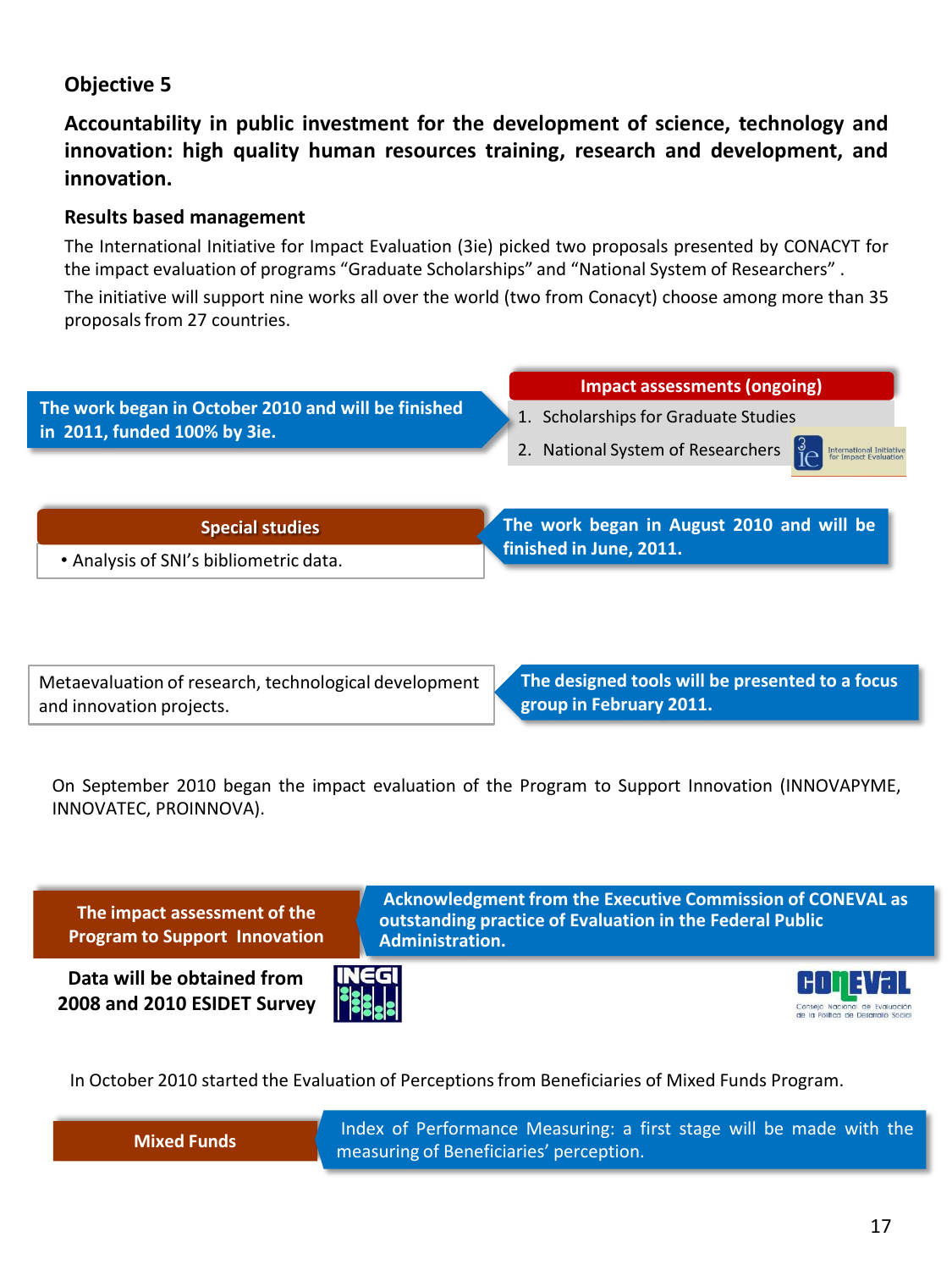## Objective 5

### Accountability in public investment for the development of science, technology and innovation: high quality human resources training, research and development, and innovation.

#### Results based management

The International Initiative for Impact Evaluation (3ie) picked two proposals presented by CONACYT for the impact evaluation of programs “Graduate Scholarships” and “National System of Researchers” .

The initiative will support nine works all over the world (two from Conacyt) choose among more than 35 proposals from 27 countries.

**The work began in October 2010 and will be finished in 2011, funded 100% by 3ie.**

**Impact assessments (ongoing)**

1. Scholarships for Graduate Studies
2. National System of Researchers

International Initiative for Impact Evaluation

**Special studies**

- Analysis of SNI’s bibliometric data.

**The work began in August 2010 and will be finished in June, 2011.**

Metaevaluation of research, technological development and innovation projects.

**The designed tools will be presented to a focus group in February 2011.**

On September 2010 began the impact evaluation of the Program to Support Innovation (INNOVAPYME, INNOVATEC, PROINNOVA).

**The impact assessment of the Program to Support Innovation**

**Acknowledgment from the Executive Commission of CONEVAL as outstanding practice of Evaluation in the Federal Public Administration.**

**Data will be obtained from 2008 and 2010 ESIDET Survey**

INEGI

CONEVAL
Consejo Nacional de Evaluación de la Política de Desarrollo Social

In October 2010 started the Evaluation of Perceptions from Beneficiaries of Mixed Funds Program.

**Mixed Funds**

Index of Performance Measuring: a first stage will be made with the measuring of Beneficiaries’ perception.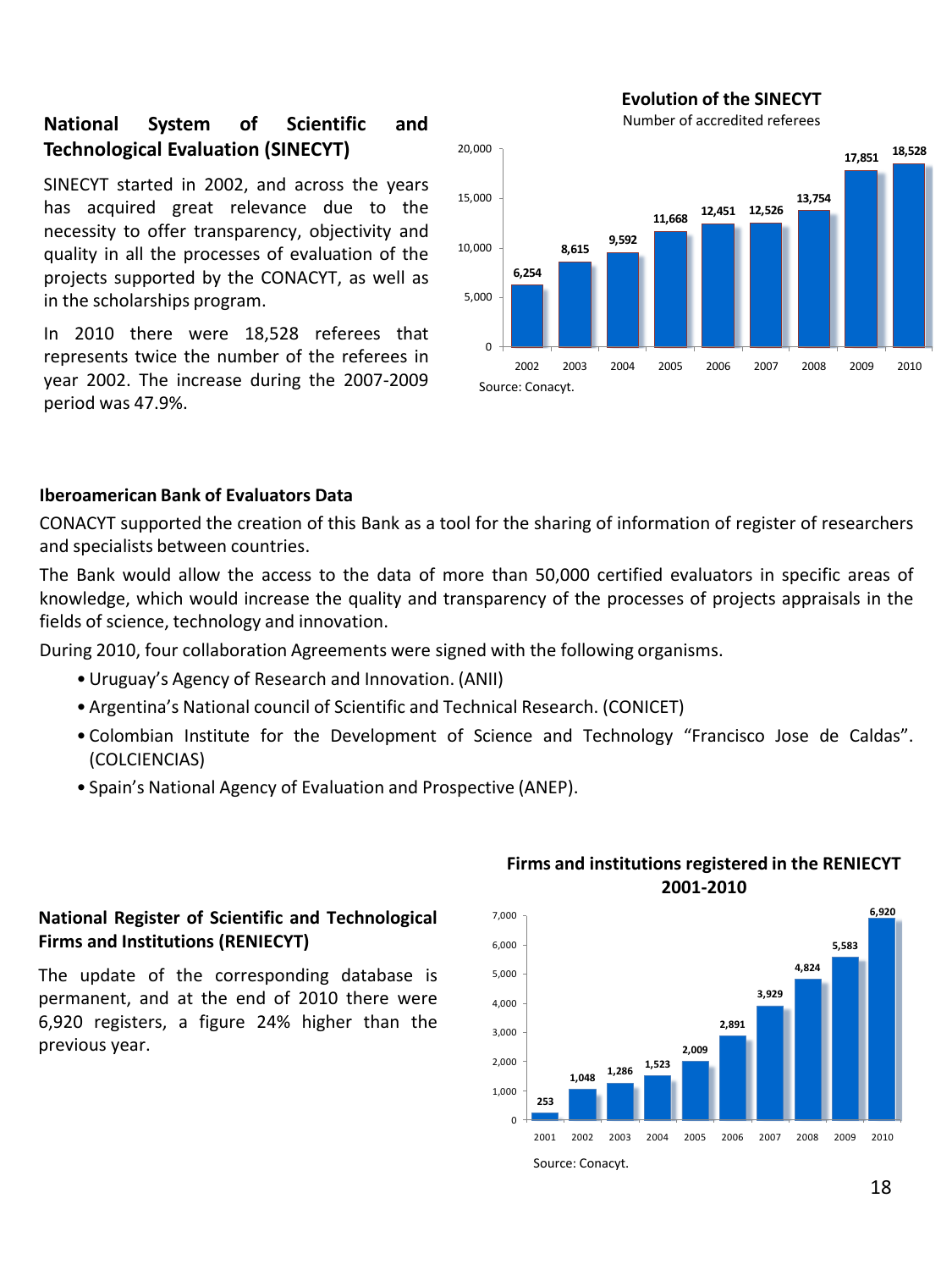### National System of Scientific and Technological Evaluation (SINECYT)

SINECYT started in 2002, and across the years has acquired great relevance due to the necessity to offer transparency, objectivity and quality in all the processes of evaluation of the projects supported by the CONACYT, as well as in the scholarships program.

In 2010 there were 18,528 referees that represents twice the number of the referees in year 2002. The increase during the 2007-2009 period was 47.9%.

**Evolution of the SINECYT**

Number of accredited referees

| Year | Referees |
|---|---|
| 2002 | 6,254 |
| 2003 | 8,615 |
| 2004 | 9,592 |
| 2005 | 11,668 |
| 2006 | 12,451 |
| 2007 | 12,526 |
| 2008 | 13,754 |
| 2009 | 17,851 |
| 2010 | 18,528 |

Source: Conacyt.

### Iberoamerican Bank of Evaluators Data

CONACYT supported the creation of this Bank as a tool for the sharing of information of register of researchers and specialists between countries.

The Bank would allow the access to the data of more than 50,000 certified evaluators in specific areas of knowledge, which would increase the quality and transparency of the processes of projects appraisals in the fields of science, technology and innovation.

During 2010, four collaboration Agreements were signed with the following organisms.

- Uruguay's Agency of Research and Innovation. (ANII)
- Argentina's National council of Scientific and Technical Research. (CONICET)
- Colombian Institute for the Development of Science and Technology "Francisco Jose de Caldas". (COLCIENCIAS)
- Spain's National Agency of Evaluation and Prospective (ANEP).

### National Register of Scientific and Technological Firms and Institutions (RENIECYT)

The update of the corresponding database is permanent, and at the end of 2010 there were 6,920 registers, a figure 24% higher than the previous year.

**Firms and institutions registered in the RENIECYT 2001-2010**

| Year | Registers |
|---|---|
| 2001 | 253 |
| 2002 | 1,048 |
| 2003 | 1,286 |
| 2004 | 1,523 |
| 2005 | 2,009 |
| 2006 | 2,891 |
| 2007 | 3,929 |
| 2008 | 4,824 |
| 2009 | 5,583 |
| 2010 | 6,920 |

Source: Conacyt.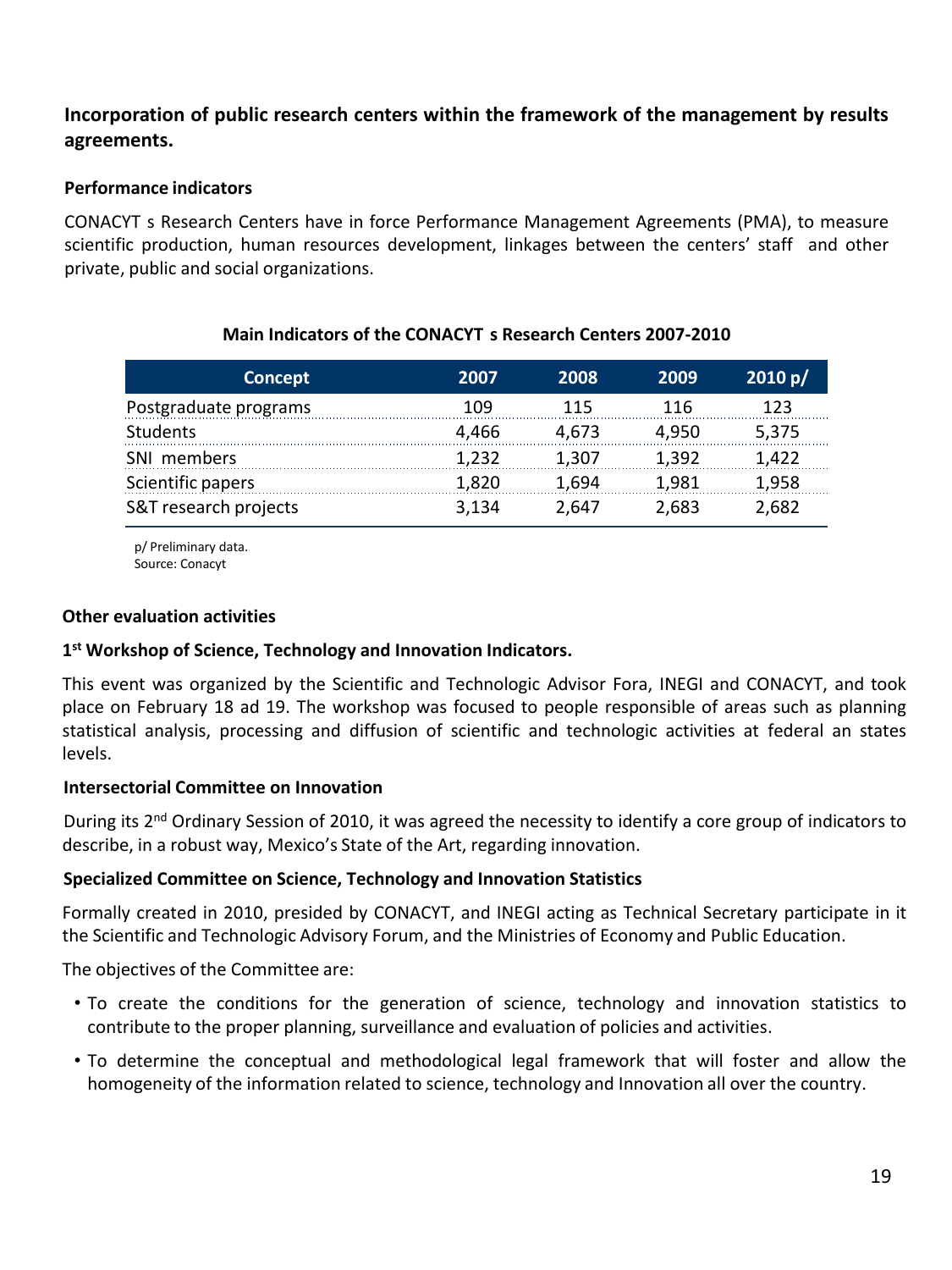## Incorporation of public research centers within the framework of the management by results agreements.

### Performance indicators

CONACYT s Research Centers have in force Performance Management Agreements (PMA), to measure scientific production, human resources development, linkages between the centers' staff and other private, public and social organizations.

**Main Indicators of the CONACYT s Research Centers 2007-2010**

| Concept | 2007 | 2008 | 2009 | 2010 p/ |
|---|---|---|---|---|
| Postgraduate programs | 109 | 115 | 116 | 123 |
| Students | 4,466 | 4,673 | 4,950 | 5,375 |
| SNI members | 1,232 | 1,307 | 1,392 | 1,422 |
| Scientific papers | 1,820 | 1,694 | 1,981 | 1,958 |
| S&T research projects | 3,134 | 2,647 | 2,683 | 2,682 |

p/ Preliminary data.
Source: Conacyt

### Other evaluation activities

#### 1st Workshop of Science, Technology and Innovation Indicators.

This event was organized by the Scientific and Technologic Advisor Fora, INEGI and CONACYT, and took place on February 18 ad 19. The workshop was focused to people responsible of areas such as planning statistical analysis, processing and diffusion of scientific and technologic activities at federal an states levels.

#### Intersectorial Committee on Innovation

During its 2nd Ordinary Session of 2010, it was agreed the necessity to identify a core group of indicators to describe, in a robust way, Mexico's State of the Art, regarding innovation.

#### Specialized Committee on Science, Technology and Innovation Statistics

Formally created in 2010, presided by CONACYT, and INEGI acting as Technical Secretary participate in it the Scientific and Technologic Advisory Forum, and the Ministries of Economy and Public Education.

The objectives of the Committee are:

- To create the conditions for the generation of science, technology and innovation statistics to contribute to the proper planning, surveillance and evaluation of policies and activities.
- To determine the conceptual and methodological legal framework that will foster and allow the homogeneity of the information related to science, technology and Innovation all over the country.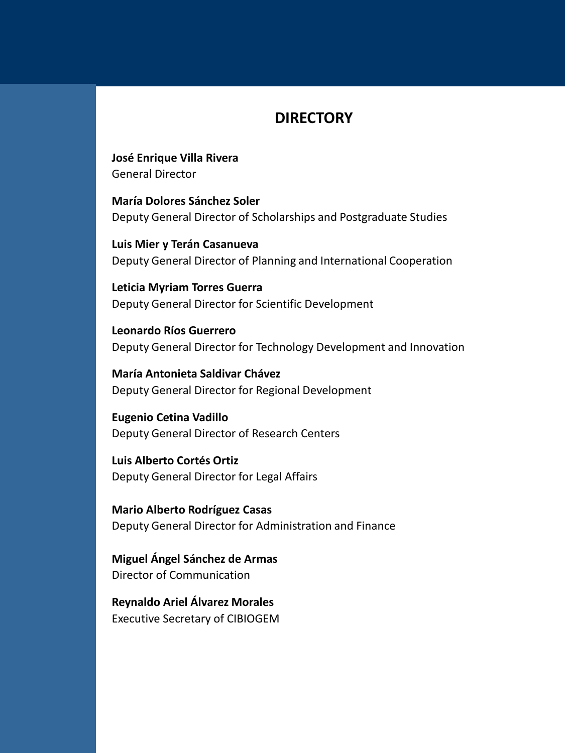## DIRECTORY

**José Enrique Villa Rivera**
General Director

**María Dolores Sánchez Soler**
Deputy General Director of Scholarships and Postgraduate Studies

**Luis Mier y Terán Casanueva**
Deputy General Director of Planning and International Cooperation

**Leticia Myriam Torres Guerra**
Deputy General Director for Scientific Development

**Leonardo Ríos Guerrero**
Deputy General Director for Technology Development and Innovation

**María Antonieta Saldivar Chávez**
Deputy General Director for Regional Development

**Eugenio Cetina Vadillo**
Deputy General Director of Research Centers

**Luis Alberto Cortés Ortiz**
Deputy General Director for Legal Affairs

**Mario Alberto Rodríguez Casas**
Deputy General Director for Administration and Finance

**Miguel Ángel Sánchez de Armas**
Director of Communication

**Reynaldo Ariel Álvarez Morales**
Executive Secretary of CIBIOGEM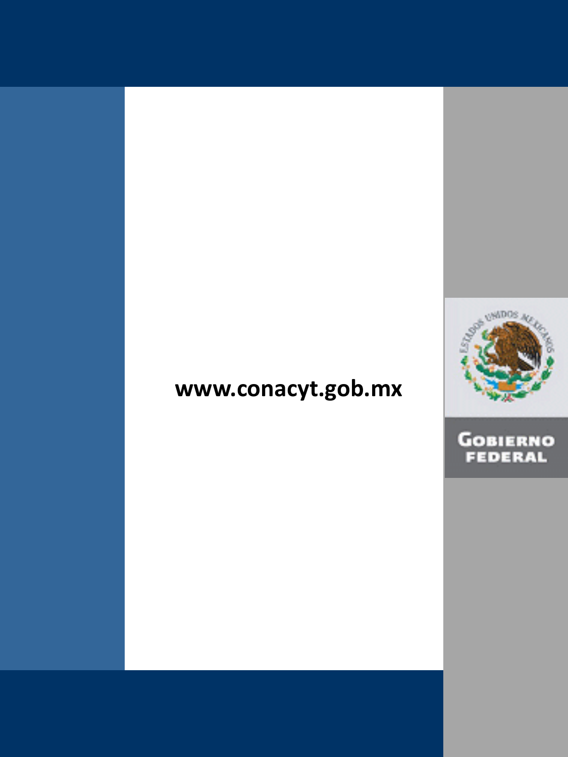**www.conacyt.gob.mx**

GOBIERNO FEDERAL